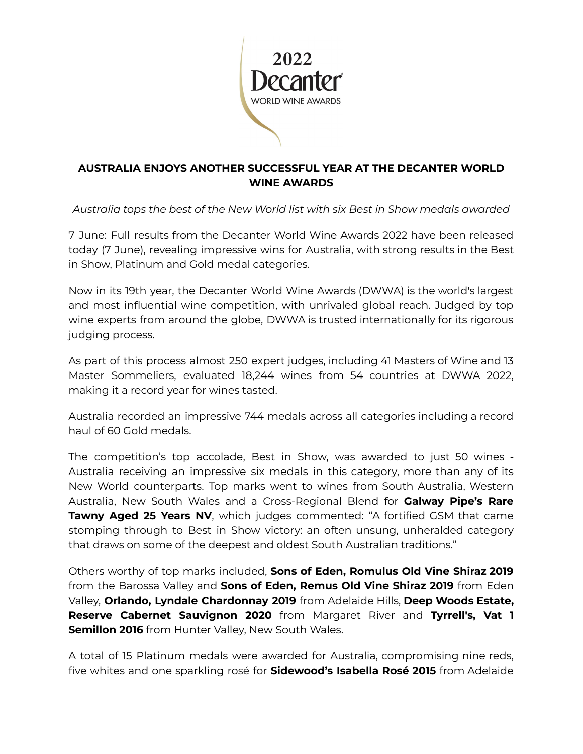2022 Decanter® WORLD WINE AWARDS

**AUSTRALIA ENJOYS ANOTHER SUCCESSFUL YEAR AT THE DECANTER WORLD WINE AWARDS**

*Australia tops the best of the New World list with six Best in Show medals awarded*

7 June: Full results from the Decanter World Wine Awards 2022 have been released today (7 June), revealing impressive wins for Australia, with strong results in the Best in Show, Platinum and Gold medal categories.

Now in its 19th year, the Decanter World Wine Awards (DWWA) is the world's largest and most influential wine competition, with unrivaled global reach. Judged by top wine experts from around the globe, DWWA is trusted internationally for its rigorous judging process.

As part of this process almost 250 expert judges, including 41 Masters of Wine and 13 Master Sommeliers, evaluated 18,244 wines from 54 countries at DWWA 2022, making it a record year for wines tasted.

Australia recorded an impressive 744 medals across all categories including a record haul of 60 Gold medals.

The competition's top accolade, Best in Show, was awarded to just 50 wines - Australia receiving an impressive six medals in this category, more than any of its New World counterparts. Top marks went to wines from South Australia, Western Australia, New South Wales and a Cross-Regional Blend for **Galway Pipe's Rare Tawny Aged 25 Years NV**, which judges commented: "A fortified GSM that came stomping through to Best in Show victory: an often unsung, unheralded category that draws on some of the deepest and oldest South Australian traditions."

Others worthy of top marks included, **Sons of Eden, Romulus Old Vine Shiraz 2019** from the Barossa Valley and **Sons of Eden, Remus Old Vine Shiraz 2019** from Eden Valley, **Orlando, Lyndale Chardonnay 2019** from Adelaide Hills, **Deep Woods Estate, Reserve Cabernet Sauvignon 2020** from Margaret River and **Tyrrell's, Vat 1 Semillon 2016** from Hunter Valley, New South Wales.

A total of 15 Platinum medals were awarded for Australia, compromising nine reds, five whites and one sparkling rosé for **Sidewood's Isabella Rosé 2015** from Adelaide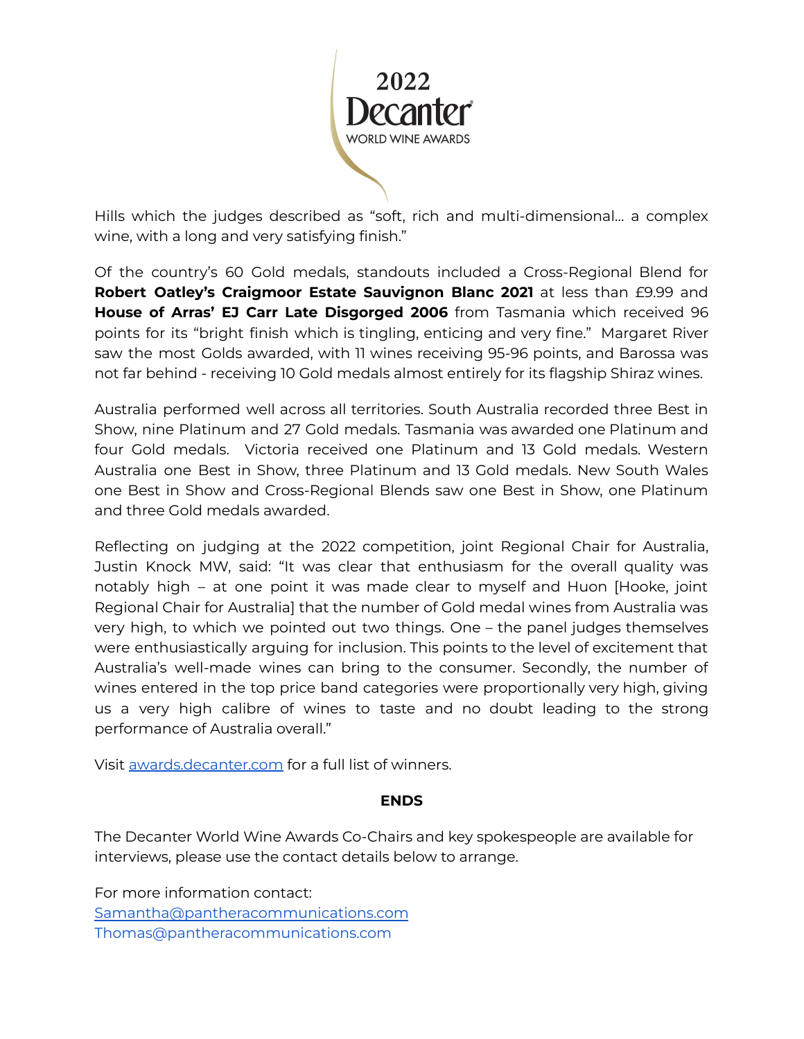Hills which the judges described as "soft, rich and multi-dimensional... a complex wine, with a long and very satisfying finish."

Of the country's 60 Gold medals, standouts included a Cross-Regional Blend for **Robert Oatley's Craigmoor Estate Sauvignon Blanc 2021** at less than £9.99 and **House of Arras' EJ Carr Late Disgorged 2006** from Tasmania which received 96 points for its "bright finish which is tingling, enticing and very fine." Margaret River saw the most Golds awarded, with 11 wines receiving 95-96 points, and Barossa was not far behind - receiving 10 Gold medals almost entirely for its flagship Shiraz wines.

Australia performed well across all territories. South Australia recorded three Best in Show, nine Platinum and 27 Gold medals. Tasmania was awarded one Platinum and four Gold medals. Victoria received one Platinum and 13 Gold medals. Western Australia one Best in Show, three Platinum and 13 Gold medals. New South Wales one Best in Show and Cross-Regional Blends saw one Best in Show, one Platinum and three Gold medals awarded.

Reflecting on judging at the 2022 competition, joint Regional Chair for Australia, Justin Knock MW, said: "It was clear that enthusiasm for the overall quality was notably high – at one point it was made clear to myself and Huon [Hooke, joint Regional Chair for Australia] that the number of Gold medal wines from Australia was very high, to which we pointed out two things. One – the panel judges themselves were enthusiastically arguing for inclusion. This points to the level of excitement that Australia's well-made wines can bring to the consumer. Secondly, the number of wines entered in the top price band categories were proportionally very high, giving us a very high calibre of wines to taste and no doubt leading to the strong performance of Australia overall."

Visit awards.decanter.com for a full list of winners.

**ENDS**

The Decanter World Wine Awards Co-Chairs and key spokespeople are available for interviews, please use the contact details below to arrange.

For more information contact:
Samantha@pantheracommunications.com
Thomas@pantheracommunications.com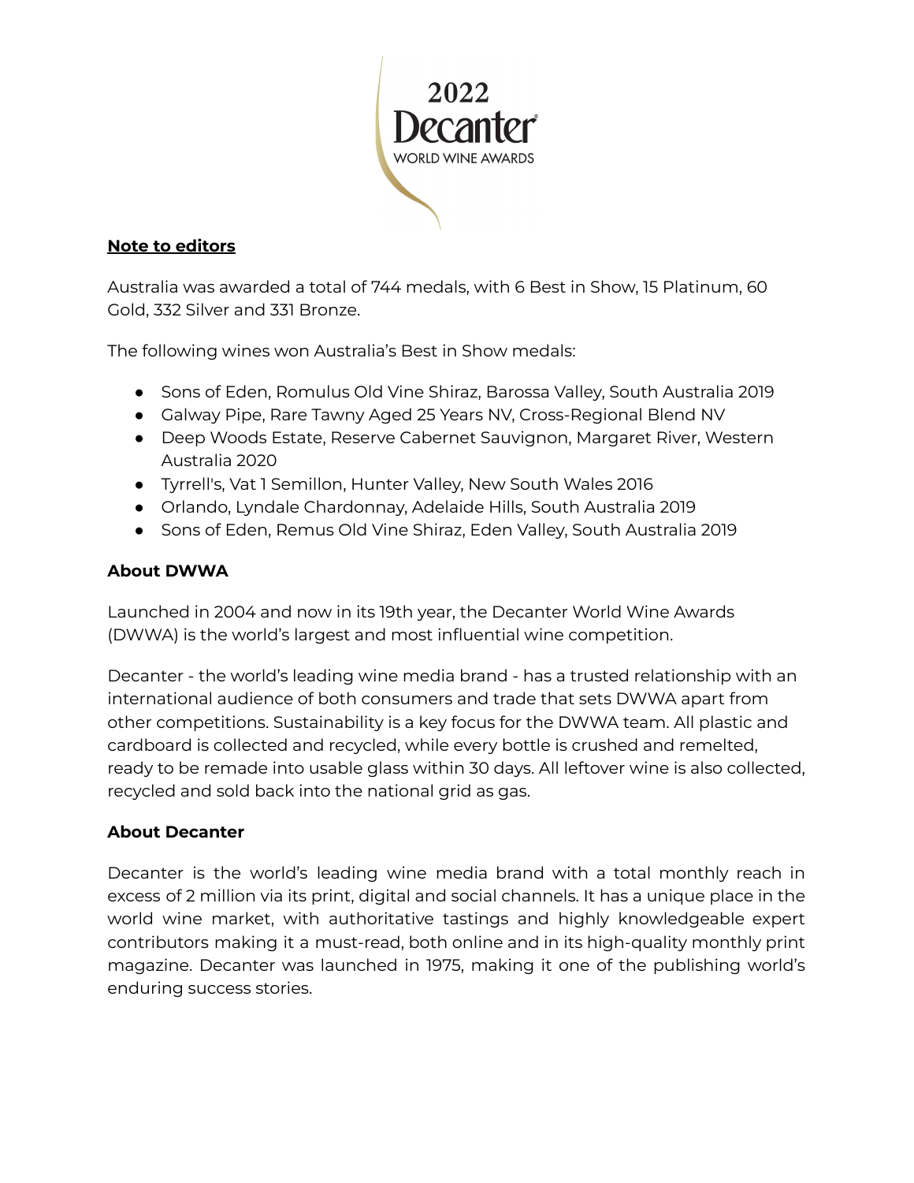2022 Decanter WORLD WINE AWARDS

**Note to editors**

Australia was awarded a total of 744 medals, with 6 Best in Show, 15 Platinum, 60 Gold, 332 Silver and 331 Bronze.

The following wines won Australia's Best in Show medals:

- Sons of Eden, Romulus Old Vine Shiraz, Barossa Valley, South Australia 2019
- Galway Pipe, Rare Tawny Aged 25 Years NV, Cross-Regional Blend NV
- Deep Woods Estate, Reserve Cabernet Sauvignon, Margaret River, Western Australia 2020
- Tyrrell's, Vat 1 Semillon, Hunter Valley, New South Wales 2016
- Orlando, Lyndale Chardonnay, Adelaide Hills, South Australia 2019
- Sons of Eden, Remus Old Vine Shiraz, Eden Valley, South Australia 2019

**About DWWA**

Launched in 2004 and now in its 19th year, the Decanter World Wine Awards (DWWA) is the world's largest and most influential wine competition.

Decanter - the world's leading wine media brand - has a trusted relationship with an international audience of both consumers and trade that sets DWWA apart from other competitions. Sustainability is a key focus for the DWWA team. All plastic and cardboard is collected and recycled, while every bottle is crushed and remelted, ready to be remade into usable glass within 30 days. All leftover wine is also collected, recycled and sold back into the national grid as gas.

**About Decanter**

Decanter is the world's leading wine media brand with a total monthly reach in excess of 2 million via its print, digital and social channels. It has a unique place in the world wine market, with authoritative tastings and highly knowledgeable expert contributors making it a must-read, both online and in its high-quality monthly print magazine. Decanter was launched in 1975, making it one of the publishing world's enduring success stories.